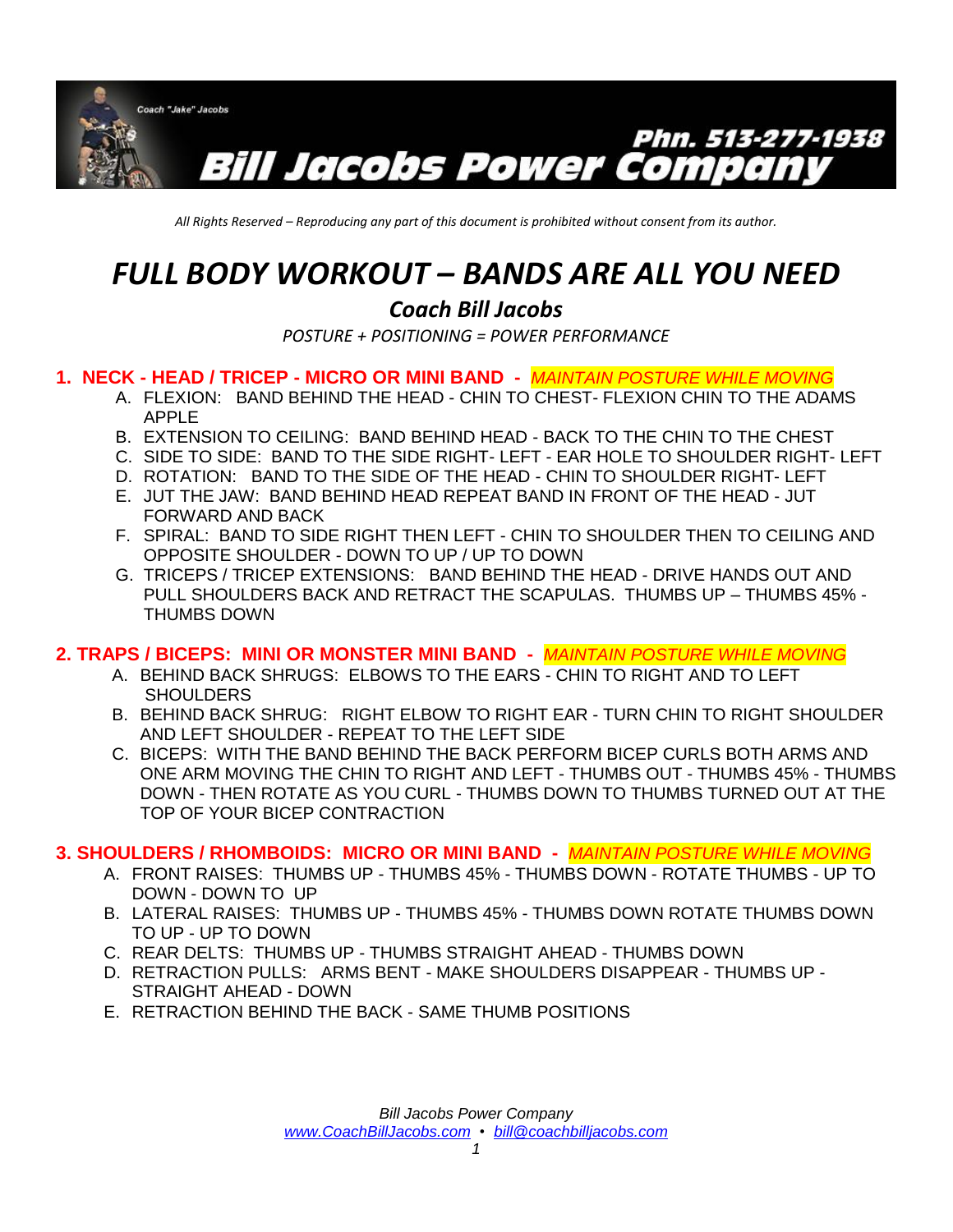Coach "Jake" Jacobs

**Phn. 513-277-1938**

**Bill Jacobs Power Company**

*All Rights Reserved – Reproducing any part of this document is prohibited without consent from its author.*

# *FULL BODY WORKOUT – BANDS ARE ALL YOU NEED*

## *Coach Bill Jacobs*

*POSTURE + POSITIONING = POWER PERFORMANCE*

### 1. NECK - HEAD / TRICEP - MICRO OR MINI BAND - *MAINTAIN POSTURE WHILE MOVING*

A. FLEXION: BAND BEHIND THE HEAD - CHIN TO CHEST- FLEXION CHIN TO THE ADAMS APPLE
B. EXTENSION TO CEILING: BAND BEHIND HEAD - BACK TO THE CHIN TO THE CHEST
C. SIDE TO SIDE: BAND TO THE SIDE RIGHT- LEFT - EAR HOLE TO SHOULDER RIGHT- LEFT
D. ROTATION: BAND TO THE SIDE OF THE HEAD - CHIN TO SHOULDER RIGHT- LEFT
E. JUT THE JAW: BAND BEHIND HEAD REPEAT BAND IN FRONT OF THE HEAD - JUT FORWARD AND BACK
F. SPIRAL: BAND TO SIDE RIGHT THEN LEFT - CHIN TO SHOULDER THEN TO CEILING AND OPPOSITE SHOULDER - DOWN TO UP / UP TO DOWN
G. TRICEPS / TRICEP EXTENSIONS: BAND BEHIND THE HEAD - DRIVE HANDS OUT AND PULL SHOULDERS BACK AND RETRACT THE SCAPULAS. THUMBS UP – THUMBS 45% - THUMBS DOWN

### 2. TRAPS / BICEPS: MINI OR MONSTER MINI BAND - *MAINTAIN POSTURE WHILE MOVING*

A. BEHIND BACK SHRUGS: ELBOWS TO THE EARS - CHIN TO RIGHT AND TO LEFT SHOULDERS
B. BEHIND BACK SHRUG: RIGHT ELBOW TO RIGHT EAR - TURN CHIN TO RIGHT SHOULDER AND LEFT SHOULDER - REPEAT TO THE LEFT SIDE
C. BICEPS: WITH THE BAND BEHIND THE BACK PERFORM BICEP CURLS BOTH ARMS AND ONE ARM MOVING THE CHIN TO RIGHT AND LEFT - THUMBS OUT - THUMBS 45% - THUMBS DOWN - THEN ROTATE AS YOU CURL - THUMBS DOWN TO THUMBS TURNED OUT AT THE TOP OF YOUR BICEP CONTRACTION

### 3. SHOULDERS / RHOMBOIDS: MICRO OR MINI BAND - *MAINTAIN POSTURE WHILE MOVING*

A. FRONT RAISES: THUMBS UP - THUMBS 45% - THUMBS DOWN - ROTATE THUMBS - UP TO DOWN - DOWN TO UP
B. LATERAL RAISES: THUMBS UP - THUMBS 45% - THUMBS DOWN ROTATE THUMBS DOWN TO UP - UP TO DOWN
C. REAR DELTS: THUMBS UP - THUMBS STRAIGHT AHEAD - THUMBS DOWN
D. RETRACTION PULLS: ARMS BENT - MAKE SHOULDERS DISAPPEAR - THUMBS UP - STRAIGHT AHEAD - DOWN
E. RETRACTION BEHIND THE BACK - SAME THUMB POSITIONS

*Bill Jacobs Power Company*
*www.CoachBillJacobs.com • bill@coachbilljacobs.com*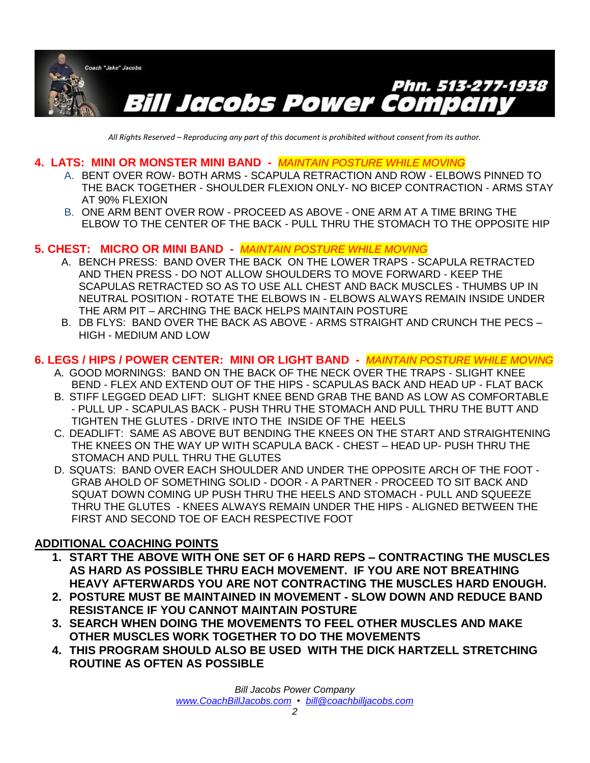Coach "Jake" Jacobs

Phn. 513-277-1938
Bill Jacobs Power Company

*All Rights Reserved – Reproducing any part of this document is prohibited without consent from its author.*

**4. LATS: MINI OR MONSTER MINI BAND - *MAINTAIN POSTURE WHILE MOVING***

A. BENT OVER ROW- BOTH ARMS - SCAPULA RETRACTION AND ROW - ELBOWS PINNED TO THE BACK TOGETHER - SHOULDER FLEXION ONLY- NO BICEP CONTRACTION - ARMS STAY AT 90% FLEXION

B. ONE ARM BENT OVER ROW - PROCEED AS ABOVE - ONE ARM AT A TIME BRING THE ELBOW TO THE CENTER OF THE BACK - PULL THRU THE STOMACH TO THE OPPOSITE HIP

**5. CHEST: MICRO OR MINI BAND - *MAINTAIN POSTURE WHILE MOVING***

A. BENCH PRESS: BAND OVER THE BACK ON THE LOWER TRAPS - SCAPULA RETRACTED AND THEN PRESS - DO NOT ALLOW SHOULDERS TO MOVE FORWARD - KEEP THE SCAPULAS RETRACTED SO AS TO USE ALL CHEST AND BACK MUSCLES - THUMBS UP IN NEUTRAL POSITION - ROTATE THE ELBOWS IN - ELBOWS ALWAYS REMAIN INSIDE UNDER THE ARM PIT – ARCHING THE BACK HELPS MAINTAIN POSTURE

B. DB FLYS: BAND OVER THE BACK AS ABOVE - ARMS STRAIGHT AND CRUNCH THE PECS – HIGH - MEDIUM AND LOW

**6. LEGS / HIPS / POWER CENTER: MINI OR LIGHT BAND - *MAINTAIN POSTURE WHILE MOVING***

A. GOOD MORNINGS: BAND ON THE BACK OF THE NECK OVER THE TRAPS - SLIGHT KNEE BEND - FLEX AND EXTEND OUT OF THE HIPS - SCAPULAS BACK AND HEAD UP - FLAT BACK

B. STIFF LEGGED DEAD LIFT: SLIGHT KNEE BEND GRAB THE BAND AS LOW AS COMFORTABLE - PULL UP - SCAPULAS BACK - PUSH THRU THE STOMACH AND PULL THRU THE BUTT AND TIGHTEN THE GLUTES - DRIVE INTO THE INSIDE OF THE HEELS

C. DEADLIFT: SAME AS ABOVE BUT BENDING THE KNEES ON THE START AND STRAIGHTENING THE KNEES ON THE WAY UP WITH SCAPULA BACK - CHEST – HEAD UP- PUSH THRU THE STOMACH AND PULL THRU THE GLUTES

D. SQUATS: BAND OVER EACH SHOULDER AND UNDER THE OPPOSITE ARCH OF THE FOOT - GRAB AHOLD OF SOMETHING SOLID - DOOR - A PARTNER - PROCEED TO SIT BACK AND SQUAT DOWN COMING UP PUSH THRU THE HEELS AND STOMACH - PULL AND SQUEEZE THRU THE GLUTES - KNEES ALWAYS REMAIN UNDER THE HIPS - ALIGNED BETWEEN THE FIRST AND SECOND TOE OF EACH RESPECTIVE FOOT

## ADDITIONAL COACHING POINTS

1. **START THE ABOVE WITH ONE SET OF 6 HARD REPS – CONTRACTING THE MUSCLES AS HARD AS POSSIBLE THRU EACH MOVEMENT. IF YOU ARE NOT BREATHING HEAVY AFTERWARDS YOU ARE NOT CONTRACTING THE MUSCLES HARD ENOUGH.**
2. **POSTURE MUST BE MAINTAINED IN MOVEMENT - SLOW DOWN AND REDUCE BAND RESISTANCE IF YOU CANNOT MAINTAIN POSTURE**
3. **SEARCH WHEN DOING THE MOVEMENTS TO FEEL OTHER MUSCLES AND MAKE OTHER MUSCLES WORK TOGETHER TO DO THE MOVEMENTS**
4. **THIS PROGRAM SHOULD ALSO BE USED WITH THE DICK HARTZELL STRETCHING ROUTINE AS OFTEN AS POSSIBLE**

*Bill Jacobs Power Company*
*www.CoachBillJacobs.com • bill@coachbilljacobs.com*